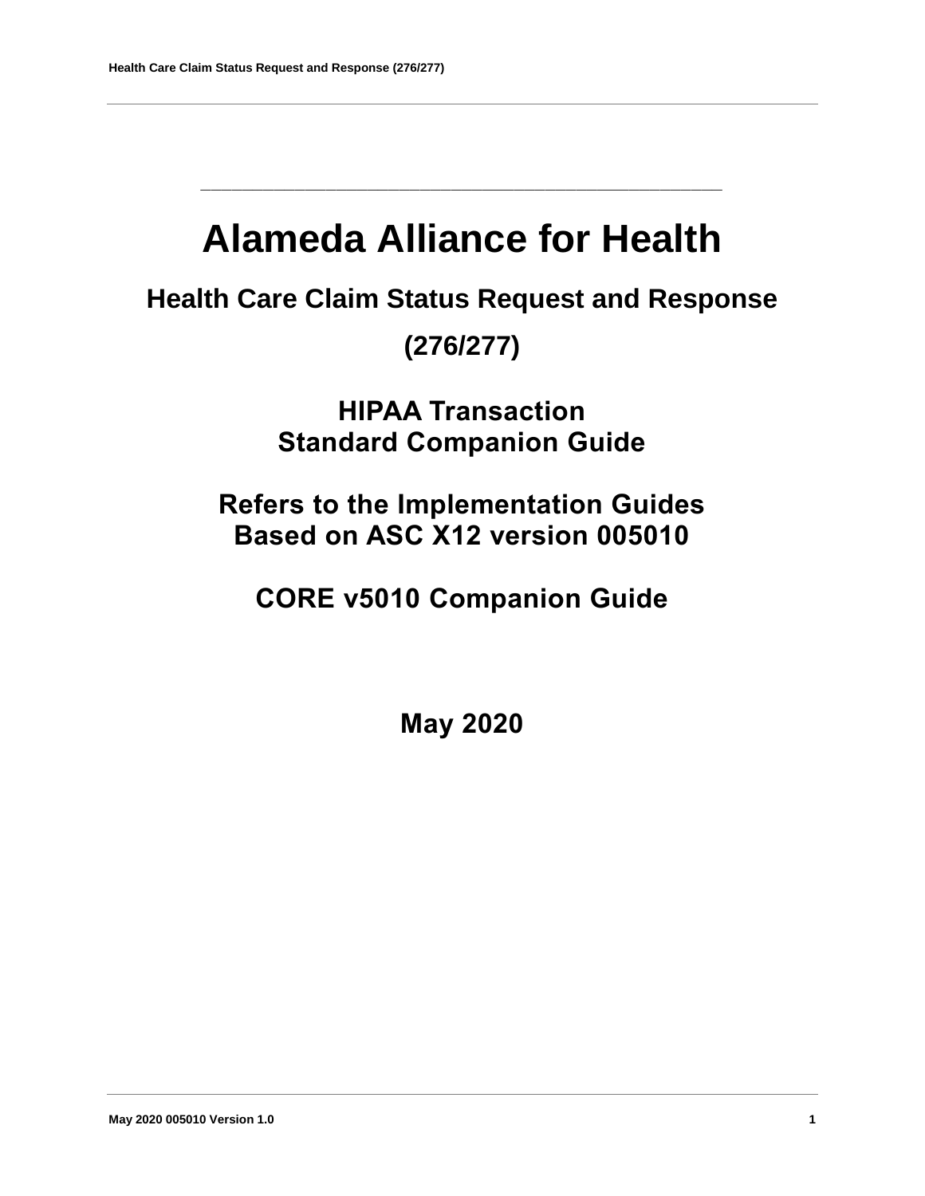# Alameda Alliance for Health

## Health Care Claim Status Request and Response

## (276/277)

### HIPAA Transaction
### Standard Companion Guide

### Refers to the Implementation Guides
### Based on ASC X12 version 005010

### CORE v5010 Companion Guide

**May 2020**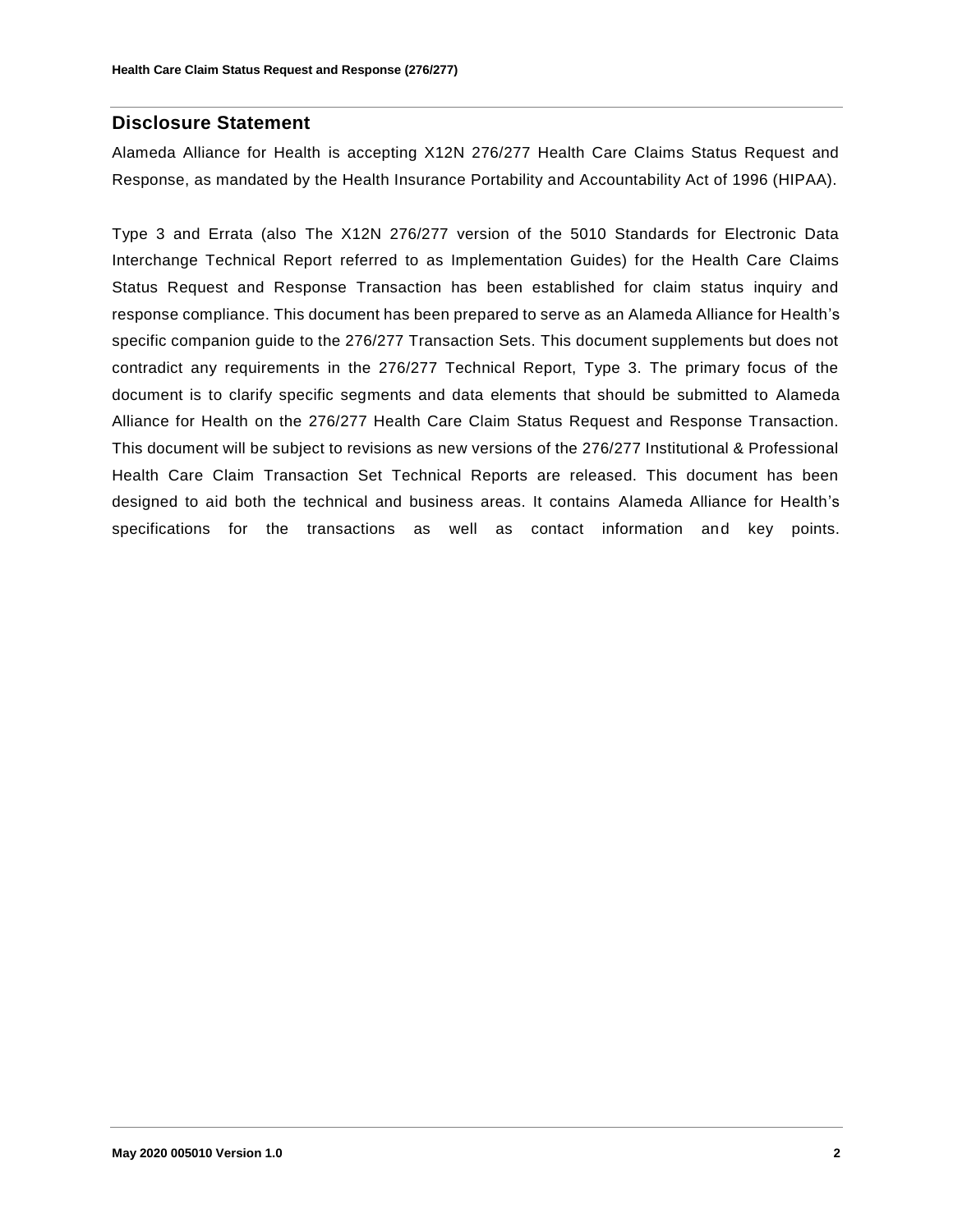## Disclosure Statement

Alameda Alliance for Health is accepting X12N 276/277 Health Care Claims Status Request and Response, as mandated by the Health Insurance Portability and Accountability Act of 1996 (HIPAA).

Type 3 and Errata (also The X12N 276/277 version of the 5010 Standards for Electronic Data Interchange Technical Report referred to as Implementation Guides) for the Health Care Claims Status Request and Response Transaction has been established for claim status inquiry and response compliance. This document has been prepared to serve as an Alameda Alliance for Health's specific companion guide to the 276/277 Transaction Sets. This document supplements but does not contradict any requirements in the 276/277 Technical Report, Type 3. The primary focus of the document is to clarify specific segments and data elements that should be submitted to Alameda Alliance for Health on the 276/277 Health Care Claim Status Request and Response Transaction. This document will be subject to revisions as new versions of the 276/277 Institutional & Professional Health Care Claim Transaction Set Technical Reports are released. This document has been designed to aid both the technical and business areas. It contains Alameda Alliance for Health's specifications for the transactions as well as contact information and key points.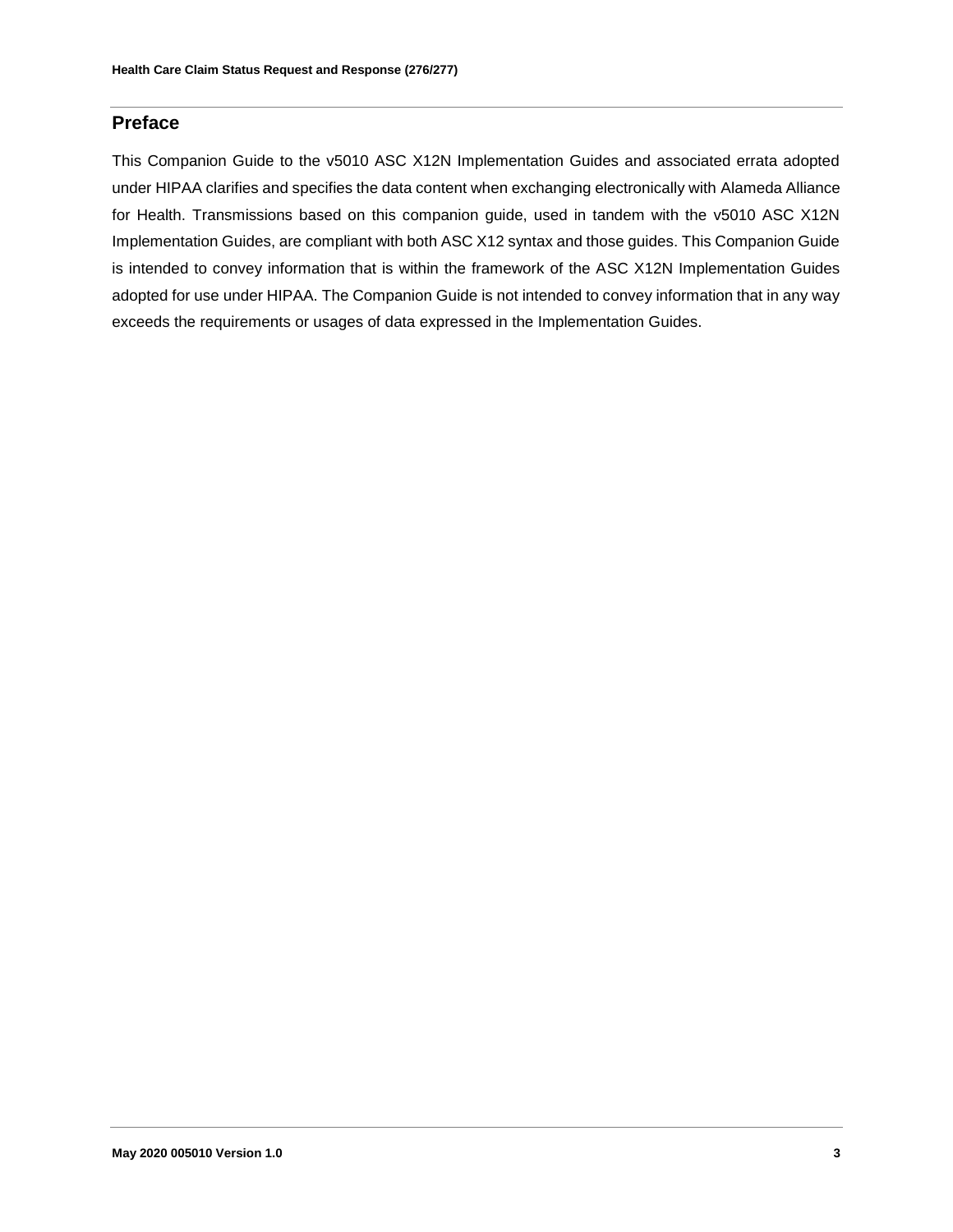## Preface

This Companion Guide to the v5010 ASC X12N Implementation Guides and associated errata adopted under HIPAA clarifies and specifies the data content when exchanging electronically with Alameda Alliance for Health. Transmissions based on this companion guide, used in tandem with the v5010 ASC X12N Implementation Guides, are compliant with both ASC X12 syntax and those guides. This Companion Guide is intended to convey information that is within the framework of the ASC X12N Implementation Guides adopted for use under HIPAA. The Companion Guide is not intended to convey information that in any way exceeds the requirements or usages of data expressed in the Implementation Guides.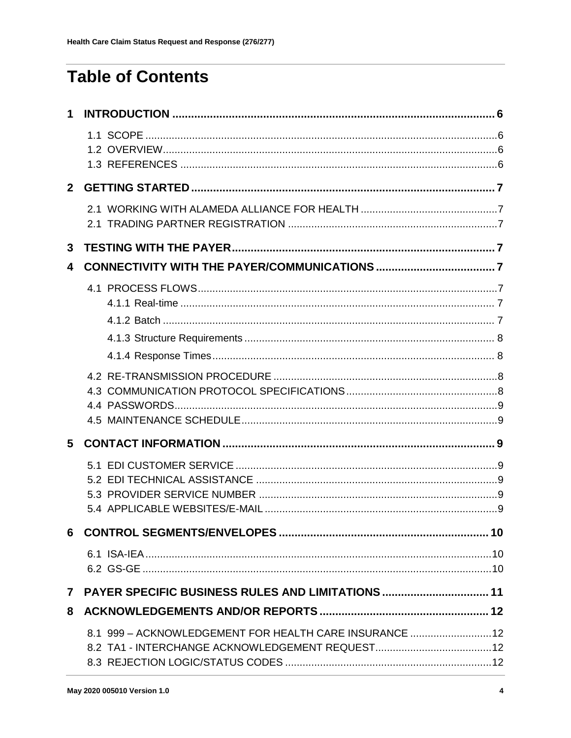# Table of Contents

**1 INTRODUCTION ..... 6**

- 1.1 SCOPE ..... 6
- 1.2 OVERVIEW ..... 6
- 1.3 REFERENCES ..... 6

**2 GETTING STARTED ..... 7**

- 2.1 WORKING WITH ALAMEDA ALLIANCE FOR HEALTH ..... 7
- 2.1 TRADING PARTNER REGISTRATION ..... 7

**3 TESTING WITH THE PAYER ..... 7**

**4 CONNECTIVITY WITH THE PAYER/COMMUNICATIONS ..... 7**

- 4.1 PROCESS FLOWS ..... 7
  - 4.1.1 Real-time ..... 7
  - 4.1.2 Batch ..... 7
  - 4.1.3 Structure Requirements ..... 8
  - 4.1.4 Response Times ..... 8
- 4.2 RE-TRANSMISSION PROCEDURE ..... 8
- 4.3 COMMUNICATION PROTOCOL SPECIFICATIONS ..... 8
- 4.4 PASSWORDS ..... 9
- 4.5 MAINTENANCE SCHEDULE ..... 9

**5 CONTACT INFORMATION ..... 9**

- 5.1 EDI CUSTOMER SERVICE ..... 9
- 5.2 EDI TECHNICAL ASSISTANCE ..... 9
- 5.3 PROVIDER SERVICE NUMBER ..... 9
- 5.4 APPLICABLE WEBSITES/E-MAIL ..... 9

**6 CONTROL SEGMENTS/ENVELOPES ..... 10**

- 6.1 ISA-IEA ..... 10
- 6.2 GS-GE ..... 10

**7 PAYER SPECIFIC BUSINESS RULES AND LIMITATIONS ..... 11**

**8 ACKNOWLEDGEMENTS AND/OR REPORTS ..... 12**

- 8.1 999 – ACKNOWLEDGEMENT FOR HEALTH CARE INSURANCE ..... 12
- 8.2 TA1 - INTERCHANGE ACKNOWLEDGEMENT REQUEST ..... 12
- 8.3 REJECTION LOGIC/STATUS CODES ..... 12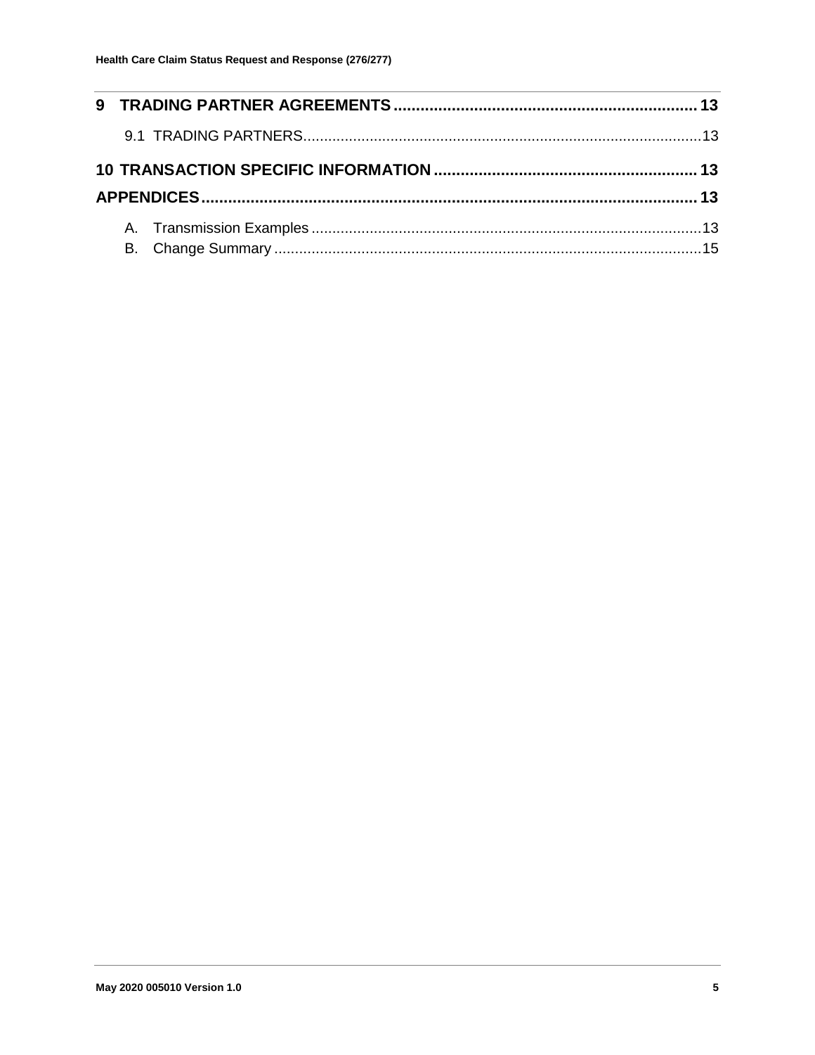9 TRADING PARTNER AGREEMENTS ........ 13

9.1 TRADING PARTNERS ........ 13

10 TRANSACTION SPECIFIC INFORMATION ........ 13

APPENDICES ........ 13

A. Transmission Examples ........ 13

B. Change Summary ........ 15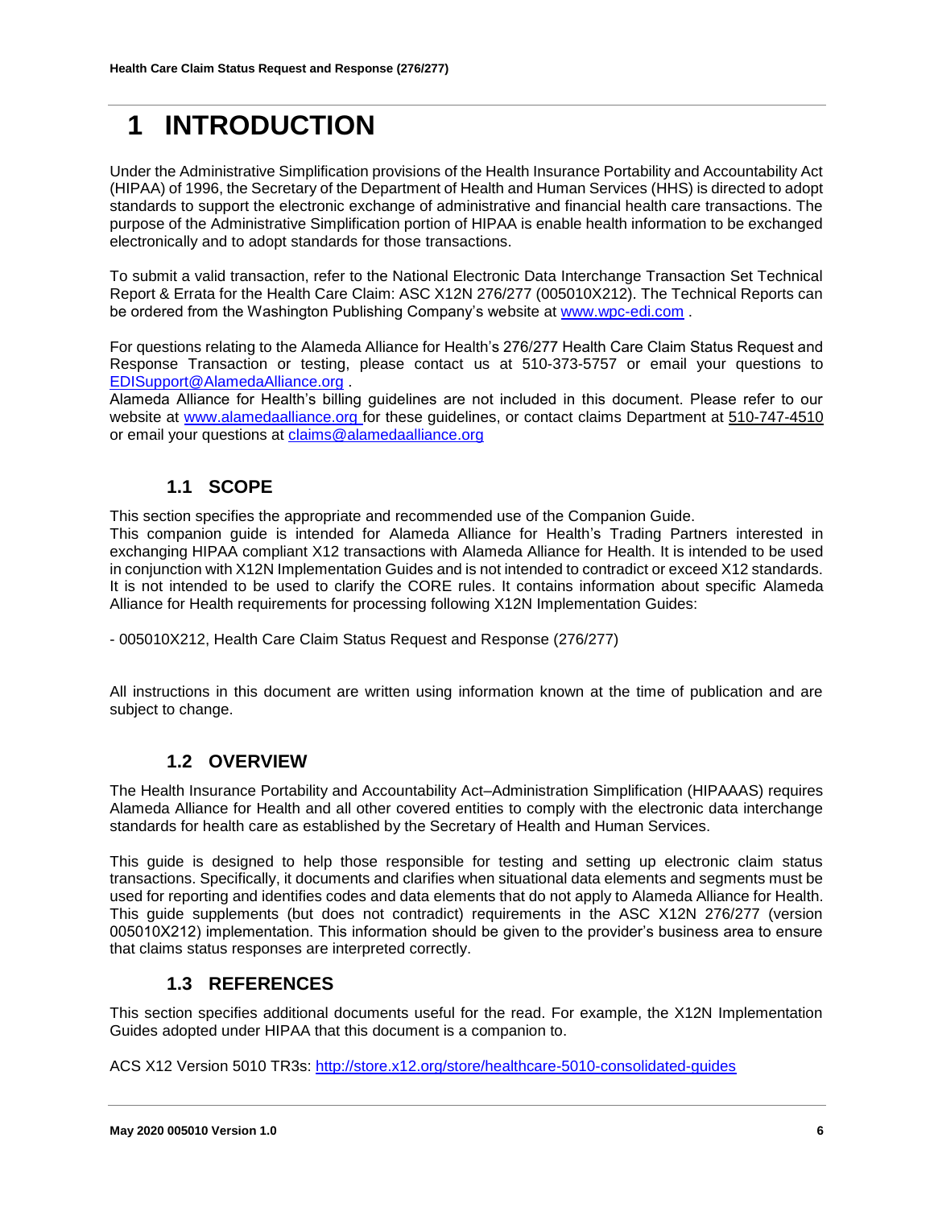# 1 INTRODUCTION

Under the Administrative Simplification provisions of the Health Insurance Portability and Accountability Act (HIPAA) of 1996, the Secretary of the Department of Health and Human Services (HHS) is directed to adopt standards to support the electronic exchange of administrative and financial health care transactions. The purpose of the Administrative Simplification portion of HIPAA is enable health information to be exchanged electronically and to adopt standards for those transactions.

To submit a valid transaction, refer to the National Electronic Data Interchange Transaction Set Technical Report & Errata for the Health Care Claim: ASC X12N 276/277 (005010X212). The Technical Reports can be ordered from the Washington Publishing Company's website at www.wpc-edi.com .

For questions relating to the Alameda Alliance for Health's 276/277 Health Care Claim Status Request and Response Transaction or testing, please contact us at 510-373-5757 or email your questions to EDISupport@AlamedaAlliance.org .
Alameda Alliance for Health's billing guidelines are not included in this document. Please refer to our website at www.alamedaalliance.org for these guidelines, or contact claims Department at 510-747-4510 or email your questions at claims@alamedaalliance.org

## 1.1 SCOPE

This section specifies the appropriate and recommended use of the Companion Guide.
This companion guide is intended for Alameda Alliance for Health's Trading Partners interested in exchanging HIPAA compliant X12 transactions with Alameda Alliance for Health. It is intended to be used in conjunction with X12N Implementation Guides and is not intended to contradict or exceed X12 standards. It is not intended to be used to clarify the CORE rules. It contains information about specific Alameda Alliance for Health requirements for processing following X12N Implementation Guides:

- 005010X212, Health Care Claim Status Request and Response (276/277)

All instructions in this document are written using information known at the time of publication and are subject to change.

## 1.2 OVERVIEW

The Health Insurance Portability and Accountability Act–Administration Simplification (HIPAAAS) requires Alameda Alliance for Health and all other covered entities to comply with the electronic data interchange standards for health care as established by the Secretary of Health and Human Services.

This guide is designed to help those responsible for testing and setting up electronic claim status transactions. Specifically, it documents and clarifies when situational data elements and segments must be used for reporting and identifies codes and data elements that do not apply to Alameda Alliance for Health. This guide supplements (but does not contradict) requirements in the ASC X12N 276/277 (version 005010X212) implementation. This information should be given to the provider's business area to ensure that claims status responses are interpreted correctly.

## 1.3 REFERENCES

This section specifies additional documents useful for the read. For example, the X12N Implementation Guides adopted under HIPAA that this document is a companion to.

ACS X12 Version 5010 TR3s: http://store.x12.org/store/healthcare-5010-consolidated-guides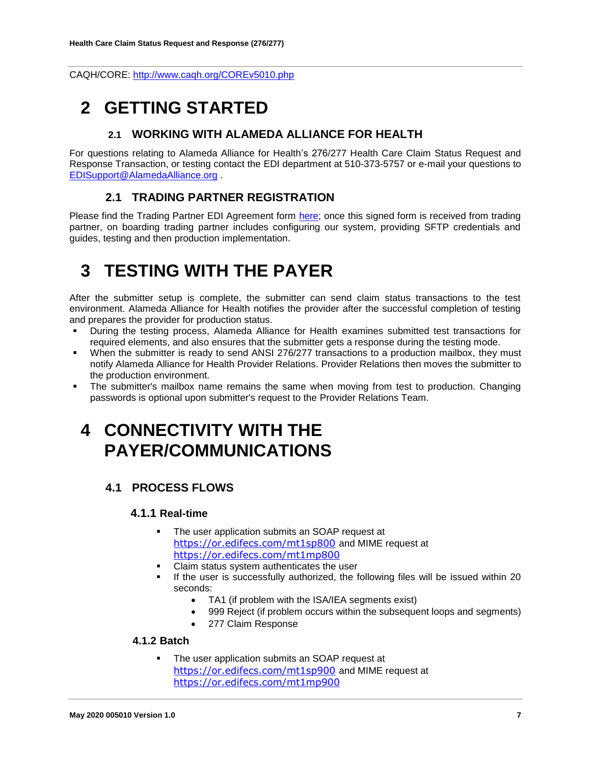CAQH/CORE: http://www.caqh.org/COREv5010.php

# 2 GETTING STARTED

## 2.1 WORKING WITH ALAMEDA ALLIANCE FOR HEALTH

For questions relating to Alameda Alliance for Health's 276/277 Health Care Claim Status Request and Response Transaction, or testing contact the EDI department at 510-373-5757 or e-mail your questions to EDISupport@AlamedaAlliance.org .

## 2.1 TRADING PARTNER REGISTRATION

Please find the Trading Partner EDI Agreement form here; once this signed form is received from trading partner, on boarding trading partner includes configuring our system, providing SFTP credentials and guides, testing and then production implementation.

# 3 TESTING WITH THE PAYER

After the submitter setup is complete, the submitter can send claim status transactions to the test environment. Alameda Alliance for Health notifies the provider after the successful completion of testing and prepares the provider for production status.

- During the testing process, Alameda Alliance for Health examines submitted test transactions for required elements, and also ensures that the submitter gets a response during the testing mode.
- When the submitter is ready to send ANSI 276/277 transactions to a production mailbox, they must notify Alameda Alliance for Health Provider Relations. Provider Relations then moves the submitter to the production environment.
- The submitter's mailbox name remains the same when moving from test to production. Changing passwords is optional upon submitter's request to the Provider Relations Team.

# 4 CONNECTIVITY WITH THE PAYER/COMMUNICATIONS

## 4.1 PROCESS FLOWS

### 4.1.1 Real-time

- The user application submits an SOAP request at https://or.edifecs.com/mt1sp800 and MIME request at https://or.edifecs.com/mt1mp800
- Claim status system authenticates the user
- If the user is successfully authorized, the following files will be issued within 20 seconds:
  - TA1 (if problem with the ISA/IEA segments exist)
  - 999 Reject (if problem occurs within the subsequent loops and segments)
  - 277 Claim Response

### 4.1.2 Batch

- The user application submits an SOAP request at https://or.edifecs.com/mt1sp900 and MIME request at https://or.edifecs.com/mt1mp900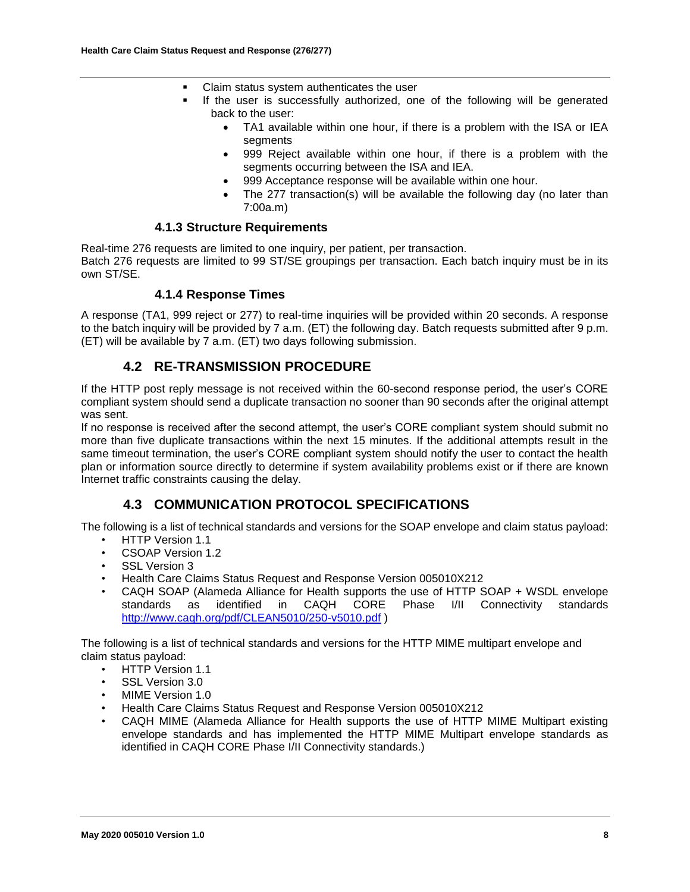- Claim status system authenticates the user
- If the user is successfully authorized, one of the following will be generated back to the user:
  - TA1 available within one hour, if there is a problem with the ISA or IEA segments
  - 999 Reject available within one hour, if there is a problem with the segments occurring between the ISA and IEA.
  - 999 Acceptance response will be available within one hour.
  - The 277 transaction(s) will be available the following day (no later than 7:00a.m)

### 4.1.3 Structure Requirements

Real-time 276 requests are limited to one inquiry, per patient, per transaction.
Batch 276 requests are limited to 99 ST/SE groupings per transaction. Each batch inquiry must be in its own ST/SE.

### 4.1.4 Response Times

A response (TA1, 999 reject or 277) to real-time inquiries will be provided within 20 seconds. A response to the batch inquiry will be provided by 7 a.m. (ET) the following day. Batch requests submitted after 9 p.m. (ET) will be available by 7 a.m. (ET) two days following submission.

## 4.2 RE-TRANSMISSION PROCEDURE

If the HTTP post reply message is not received within the 60-second response period, the user's CORE compliant system should send a duplicate transaction no sooner than 90 seconds after the original attempt was sent.
If no response is received after the second attempt, the user's CORE compliant system should submit no more than five duplicate transactions within the next 15 minutes. If the additional attempts result in the same timeout termination, the user's CORE compliant system should notify the user to contact the health plan or information source directly to determine if system availability problems exist or if there are known Internet traffic constraints causing the delay.

## 4.3 COMMUNICATION PROTOCOL SPECIFICATIONS

The following is a list of technical standards and versions for the SOAP envelope and claim status payload:

- HTTP Version 1.1
- CSOAP Version 1.2
- SSL Version 3
- Health Care Claims Status Request and Response Version 005010X212
- CAQH SOAP (Alameda Alliance for Health supports the use of HTTP SOAP + WSDL envelope standards as identified in CAQH CORE Phase I/II Connectivity standards http://www.caqh.org/pdf/CLEAN5010/250-v5010.pdf )

The following is a list of technical standards and versions for the HTTP MIME multipart envelope and claim status payload:

- HTTP Version 1.1
- SSL Version 3.0
- MIME Version 1.0
- Health Care Claims Status Request and Response Version 005010X212
- CAQH MIME (Alameda Alliance for Health supports the use of HTTP MIME Multipart existing envelope standards and has implemented the HTTP MIME Multipart envelope standards as identified in CAQH CORE Phase I/II Connectivity standards.)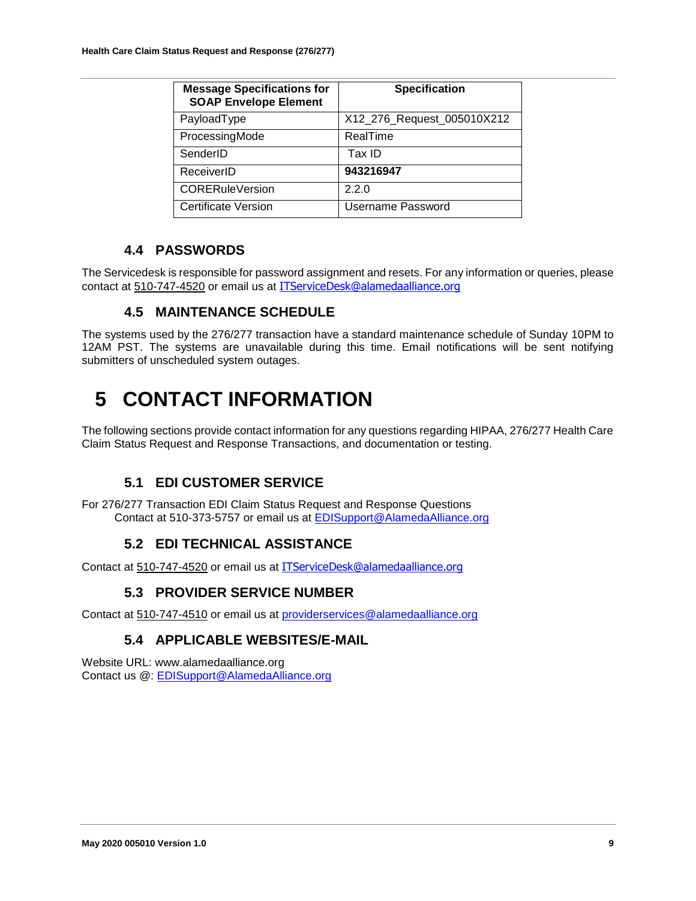| Message Specifications for SOAP Envelope Element | Specification |
|---|---|
| PayloadType | X12_276_Request_005010X212 |
| ProcessingMode | RealTime |
| SenderID | Tax ID |
| ReceiverID | **943216947** |
| CORERuleVersion | 2.2.0 |
| Certificate Version | Username Password |

### 4.4 PASSWORDS

The Servicedesk is responsible for password assignment and resets. For any information or queries, please contact at 510-747-4520 or email us at ITServiceDesk@alamedaalliance.org

### 4.5 MAINTENANCE SCHEDULE

The systems used by the 276/277 transaction have a standard maintenance schedule of Sunday 10PM to 12AM PST. The systems are unavailable during this time. Email notifications will be sent notifying submitters of unscheduled system outages.

# 5 CONTACT INFORMATION

The following sections provide contact information for any questions regarding HIPAA, 276/277 Health Care Claim Status Request and Response Transactions, and documentation or testing.

### 5.1 EDI CUSTOMER SERVICE

For 276/277 Transaction EDI Claim Status Request and Response Questions
Contact at 510-373-5757 or email us at EDISupport@AlamedaAlliance.org

### 5.2 EDI TECHNICAL ASSISTANCE

Contact at 510-747-4520 or email us at ITServiceDesk@alamedaalliance.org

### 5.3 PROVIDER SERVICE NUMBER

Contact at 510-747-4510 or email us at providerservices@alamedaalliance.org

### 5.4 APPLICABLE WEBSITES/E-MAIL

Website URL: www.alamedaalliance.org
Contact us @: EDISupport@AlamedaAlliance.org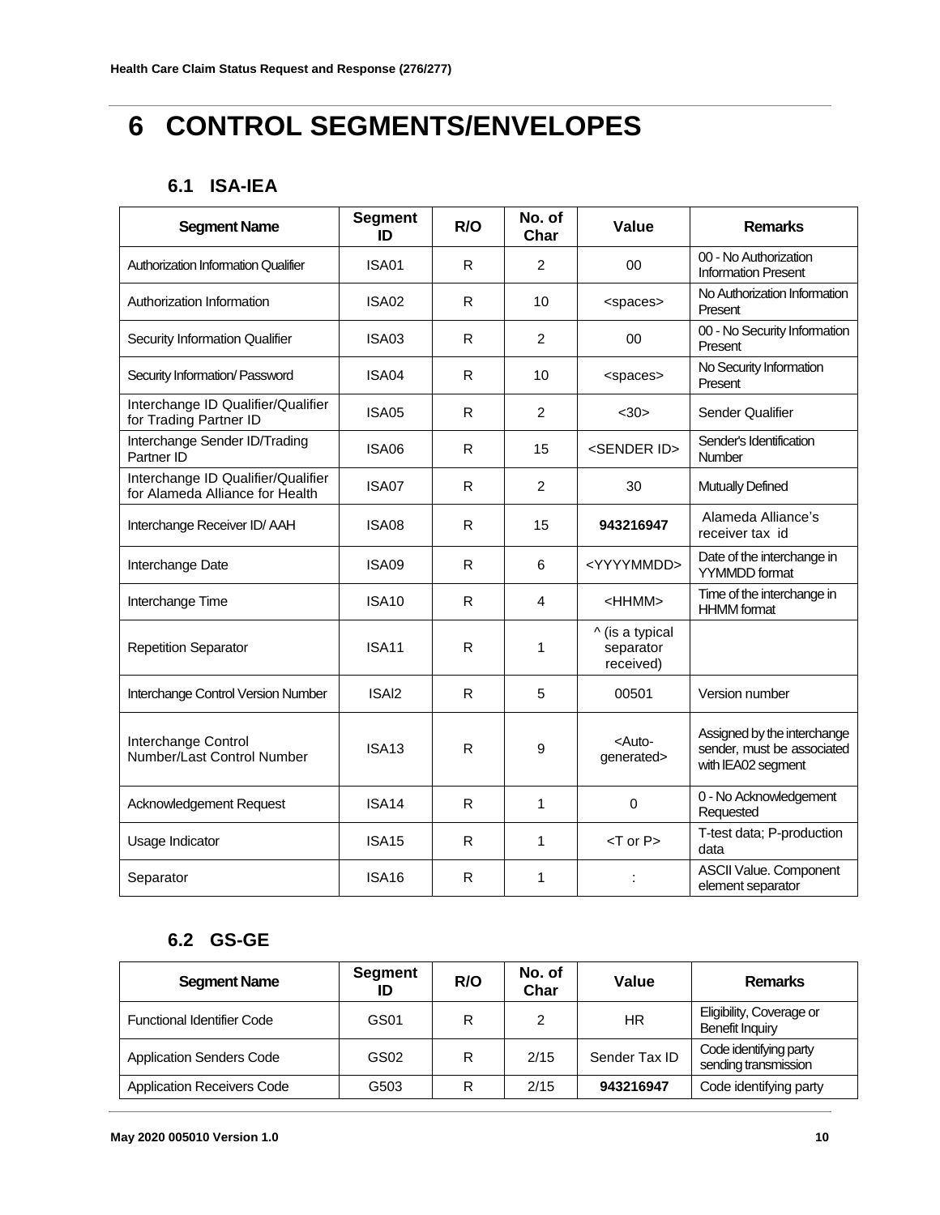# 6 CONTROL SEGMENTS/ENVELOPES

## 6.1 ISA-IEA

| Segment Name | Segment ID | R/O | No. of Char | Value | Remarks |
|---|---|---|---|---|---|
| Authorization Information Qualifier | ISA01 | R | 2 | 00 | 00 - No Authorization Information Present |
| Authorization Information | ISA02 | R | 10 | <spaces> | No Authorization Information Present |
| Security Information Qualifier | ISA03 | R | 2 | 00 | 00 - No Security Information Present |
| Security Information/ Password | ISA04 | R | 10 | <spaces> | No Security Information Present |
| Interchange ID Qualifier/Qualifier for Trading Partner ID | ISA05 | R | 2 | <30> | Sender Qualifier |
| Interchange Sender ID/Trading Partner ID | ISA06 | R | 15 | <SENDER ID> | Sender's Identification Number |
| Interchange ID Qualifier/Qualifier for Alameda Alliance for Health | ISA07 | R | 2 | 30 | Mutually Defined |
| Interchange Receiver ID/ AAH | ISA08 | R | 15 | **943216947** | Alameda Alliance's receiver tax id |
| Interchange Date | ISA09 | R | 6 | <YYYYMMDD> | Date of the interchange in YYMMDD format |
| Interchange Time | ISA10 | R | 4 | <HHMM> | Time of the interchange in HHMM format |
| Repetition Separator | ISA11 | R | 1 | ^ (is a typical separator received) | |
| Interchange Control Version Number | ISAl2 | R | 5 | 00501 | Version number |
| Interchange Control Number/Last Control Number | ISA13 | R | 9 | <Auto-generated> | Assigned by the interchange sender, must be associated with IEA02 segment |
| Acknowledgement Request | ISA14 | R | 1 | 0 | 0 - No Acknowledgement Requested |
| Usage Indicator | ISA15 | R | 1 | <T or P> | T-test data; P-production data |
| Separator | ISA16 | R | 1 | : | ASCII Value. Component element separator |

## 6.2 GS-GE

| Segment Name | Segment ID | R/O | No. of Char | Value | Remarks |
|---|---|---|---|---|---|
| Functional Identifier Code | GS01 | R | 2 | HR | Eligibility, Coverage or Benefit Inquiry |
| Application Senders Code | GS02 | R | 2/15 | Sender Tax ID | Code identifying party sending transmission |
| Application Receivers Code | G503 | R | 2/15 | **943216947** | Code identifying party |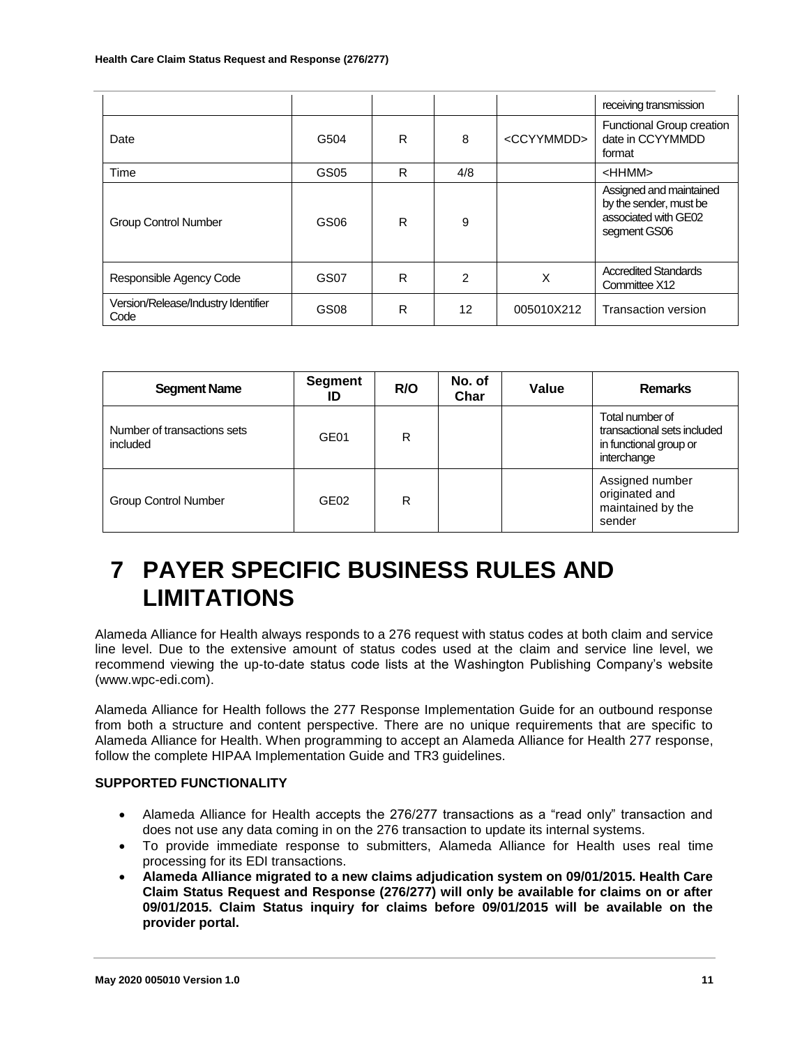| | | | | | |
|---|---|---|---|---|---|
| | | | | | receiving transmission |
| Date | G504 | R | 8 | <CCYYMMDD> | Functional Group creation date in CCYYMMDD format |
| Time | GS05 | R | 4/8 | | <HHMM> |
| Group Control Number | GS06 | R | 9 | | Assigned and maintained by the sender, must be associated with GE02 segment GS06 |
| Responsible Agency Code | GS07 | R | 2 | X | Accredited Standards Committee X12 |
| Version/Release/Industry Identifier Code | GS08 | R | 12 | 005010X212 | Transaction version |

| Segment Name | Segment ID | R/O | No. of Char | Value | Remarks |
|---|---|---|---|---|---|
| Number of transactions sets included | GE01 | R | | | Total number of transactional sets included in functional group or interchange |
| Group Control Number | GE02 | R | | | Assigned number originated and maintained by the sender |

# 7 PAYER SPECIFIC BUSINESS RULES AND LIMITATIONS

Alameda Alliance for Health always responds to a 276 request with status codes at both claim and service line level. Due to the extensive amount of status codes used at the claim and service line level, we recommend viewing the up-to-date status code lists at the Washington Publishing Company's website (www.wpc-edi.com).

Alameda Alliance for Health follows the 277 Response Implementation Guide for an outbound response from both a structure and content perspective. There are no unique requirements that are specific to Alameda Alliance for Health. When programming to accept an Alameda Alliance for Health 277 response, follow the complete HIPAA Implementation Guide and TR3 guidelines.

**SUPPORTED FUNCTIONALITY**

- Alameda Alliance for Health accepts the 276/277 transactions as a "read only" transaction and does not use any data coming in on the 276 transaction to update its internal systems.
- To provide immediate response to submitters, Alameda Alliance for Health uses real time processing for its EDI transactions.
- **Alameda Alliance migrated to a new claims adjudication system on 09/01/2015. Health Care Claim Status Request and Response (276/277) will only be available for claims on or after 09/01/2015. Claim Status inquiry for claims before 09/01/2015 will be available on the provider portal.**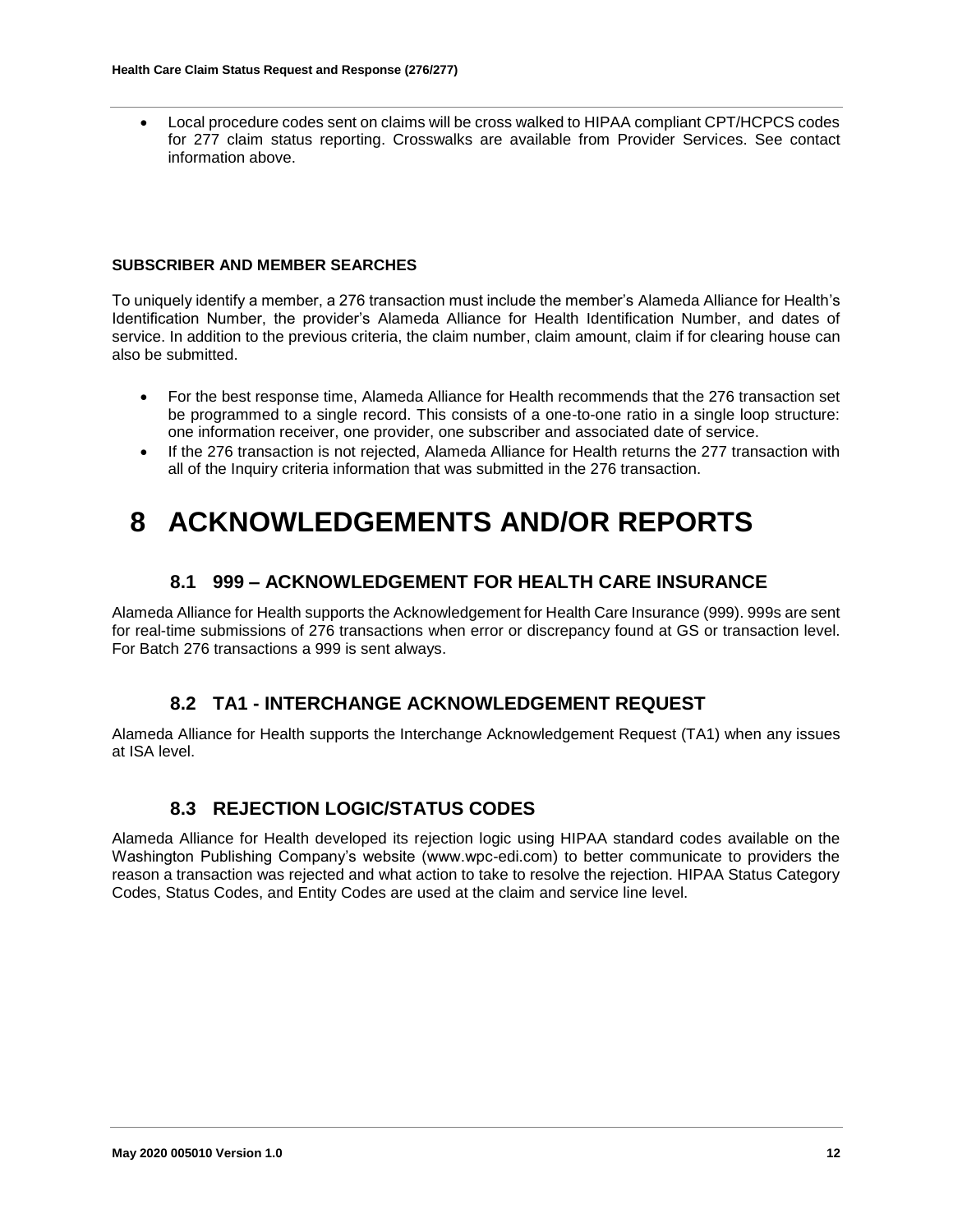- Local procedure codes sent on claims will be cross walked to HIPAA compliant CPT/HCPCS codes for 277 claim status reporting. Crosswalks are available from Provider Services. See contact information above.

**SUBSCRIBER AND MEMBER SEARCHES**

To uniquely identify a member, a 276 transaction must include the member's Alameda Alliance for Health's Identification Number, the provider's Alameda Alliance for Health Identification Number, and dates of service. In addition to the previous criteria, the claim number, claim amount, claim if for clearing house can also be submitted.

- For the best response time, Alameda Alliance for Health recommends that the 276 transaction set be programmed to a single record. This consists of a one-to-one ratio in a single loop structure: one information receiver, one provider, one subscriber and associated date of service.
- If the 276 transaction is not rejected, Alameda Alliance for Health returns the 277 transaction with all of the Inquiry criteria information that was submitted in the 276 transaction.

# 8 ACKNOWLEDGEMENTS AND/OR REPORTS

## 8.1 999 – ACKNOWLEDGEMENT FOR HEALTH CARE INSURANCE

Alameda Alliance for Health supports the Acknowledgement for Health Care Insurance (999). 999s are sent for real-time submissions of 276 transactions when error or discrepancy found at GS or transaction level. For Batch 276 transactions a 999 is sent always.

## 8.2 TA1 - INTERCHANGE ACKNOWLEDGEMENT REQUEST

Alameda Alliance for Health supports the Interchange Acknowledgement Request (TA1) when any issues at ISA level.

## 8.3 REJECTION LOGIC/STATUS CODES

Alameda Alliance for Health developed its rejection logic using HIPAA standard codes available on the Washington Publishing Company's website (www.wpc-edi.com) to better communicate to providers the reason a transaction was rejected and what action to take to resolve the rejection. HIPAA Status Category Codes, Status Codes, and Entity Codes are used at the claim and service line level.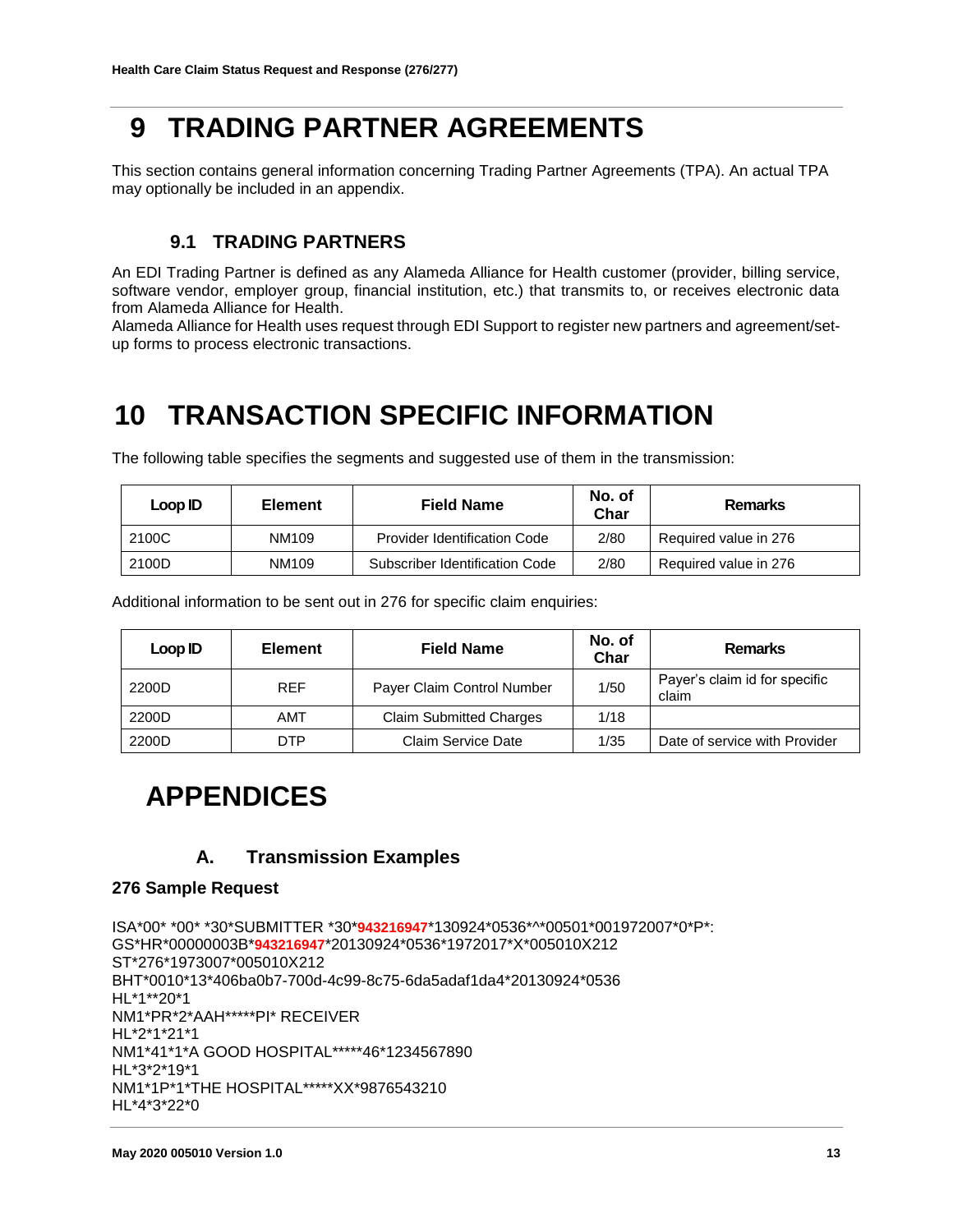# 9 TRADING PARTNER AGREEMENTS

This section contains general information concerning Trading Partner Agreements (TPA). An actual TPA may optionally be included in an appendix.

## 9.1 TRADING PARTNERS

An EDI Trading Partner is defined as any Alameda Alliance for Health customer (provider, billing service, software vendor, employer group, financial institution, etc.) that transmits to, or receives electronic data from Alameda Alliance for Health.
Alameda Alliance for Health uses request through EDI Support to register new partners and agreement/set-up forms to process electronic transactions.

# 10 TRANSACTION SPECIFIC INFORMATION

The following table specifies the segments and suggested use of them in the transmission:

| Loop ID | Element | Field Name | No. of Char | Remarks |
|---|---|---|---|---|
| 2100C | NM109 | Provider Identification Code | 2/80 | Required value in 276 |
| 2100D | NM109 | Subscriber Identification Code | 2/80 | Required value in 276 |

Additional information to be sent out in 276 for specific claim enquiries:

| Loop ID | Element | Field Name | No. of Char | Remarks |
|---|---|---|---|---|
| 2200D | REF | Payer Claim Control Number | 1/50 | Payer's claim id for specific claim |
| 2200D | AMT | Claim Submitted Charges | 1/18 | |
| 2200D | DTP | Claim Service Date | 1/35 | Date of service with Provider |

# APPENDICES

## A. Transmission Examples

### 276 Sample Request

```
ISA*00* *00* *30*SUBMITTER *30*943216947*130924*0536*^*00501*001972007*0*P*:
GS*HR*00000003B*943216947*20130924*0536*1972017*X*005010X212
ST*276*1973007*005010X212
BHT*0010*13*406ba0b7-700d-4c99-8c75-6da5adaf1da4*20130924*0536
HL*1**20*1
NM1*PR*2*AAH*****PI* RECEIVER
HL*2*1*21*1
NM1*41*1*A GOOD HOSPITAL*****46*1234567890
HL*3*2*19*1
NM1*1P*1*THE HOSPITAL*****XX*9876543210
HL*4*3*22*0
```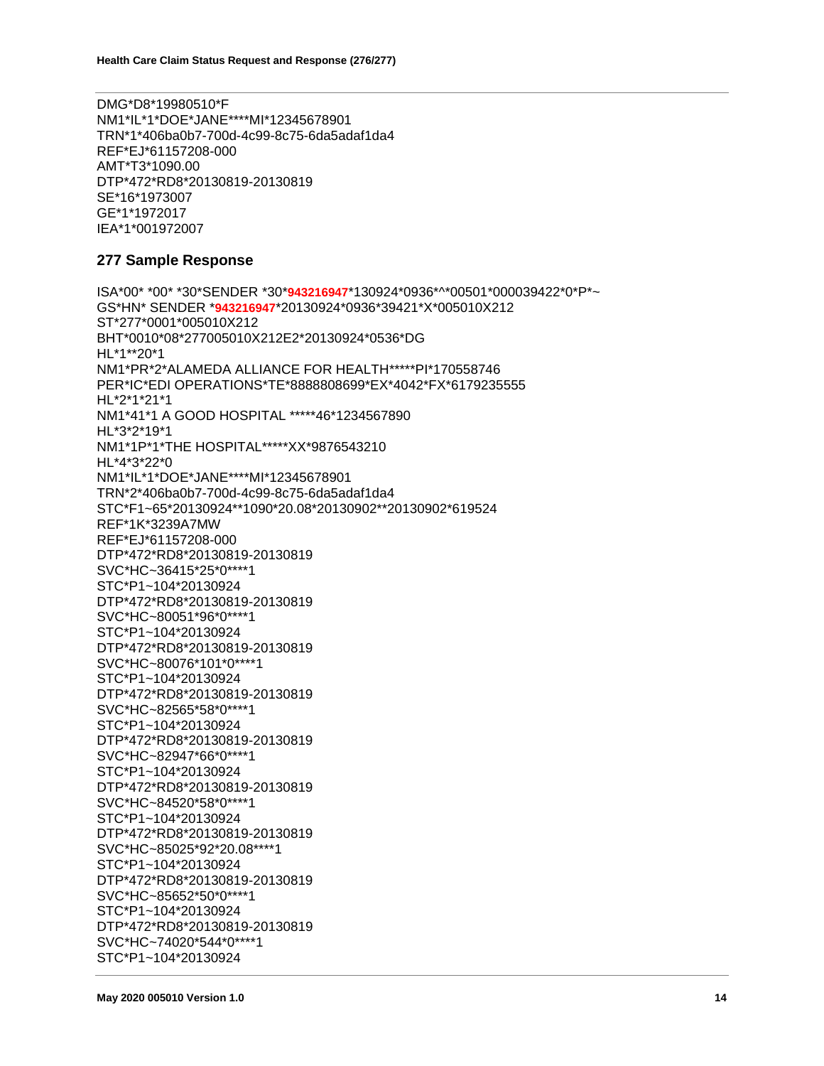```
DMG*D8*19980510*F
NM1*IL*1*DOE*JANE****MI*12345678901
TRN*1*406ba0b7-700d-4c99-8c75-6da5adaf1da4
REF*EJ*61157208-000
AMT*T3*1090.00
DTP*472*RD8*20130819-20130819
SE*16*1973007
GE*1*1972017
IEA*1*001972007
```

## 277 Sample Response

```
ISA*00* *00* *30*SENDER *30*943216947*130924*0936*^*00501*000039422*0*P*~
GS*HN* SENDER *943216947*20130924*0936*39421*X*005010X212
ST*277*0001*005010X212
BHT*0010*08*277005010X212E2*20130924*0536*DG
HL*1**20*1
NM1*PR*2*ALAMEDA ALLIANCE FOR HEALTH*****PI*170558746
PER*IC*EDI OPERATIONS*TE*8888808699*EX*4042*FX*6179235555
HL*2*1*21*1
NM1*41*1 A GOOD HOSPITAL *****46*1234567890
HL*3*2*19*1
NM1*1P*1*THE HOSPITAL*****XX*9876543210
HL*4*3*22*0
NM1*IL*1*DOE*JANE****MI*12345678901
TRN*2*406ba0b7-700d-4c99-8c75-6da5adaf1da4
STC*F1~65*20130924**1090*20.08*20130902**20130902*619524
REF*1K*3239A7MW
REF*EJ*61157208-000
DTP*472*RD8*20130819-20130819
SVC*HC~36415*25*0****1
STC*P1~104*20130924
DTP*472*RD8*20130819-20130819
SVC*HC~80051*96*0****1
STC*P1~104*20130924
DTP*472*RD8*20130819-20130819
SVC*HC~80076*101*0****1
STC*P1~104*20130924
DTP*472*RD8*20130819-20130819
SVC*HC~82565*58*0****1
STC*P1~104*20130924
DTP*472*RD8*20130819-20130819
SVC*HC~82947*66*0****1
STC*P1~104*20130924
DTP*472*RD8*20130819-20130819
SVC*HC~84520*58*0****1
STC*P1~104*20130924
DTP*472*RD8*20130819-20130819
SVC*HC~85025*92*20.08****1
STC*P1~104*20130924
DTP*472*RD8*20130819-20130819
SVC*HC~85652*50*0****1
STC*P1~104*20130924
DTP*472*RD8*20130819-20130819
SVC*HC~74020*544*0****1
STC*P1~104*20130924
```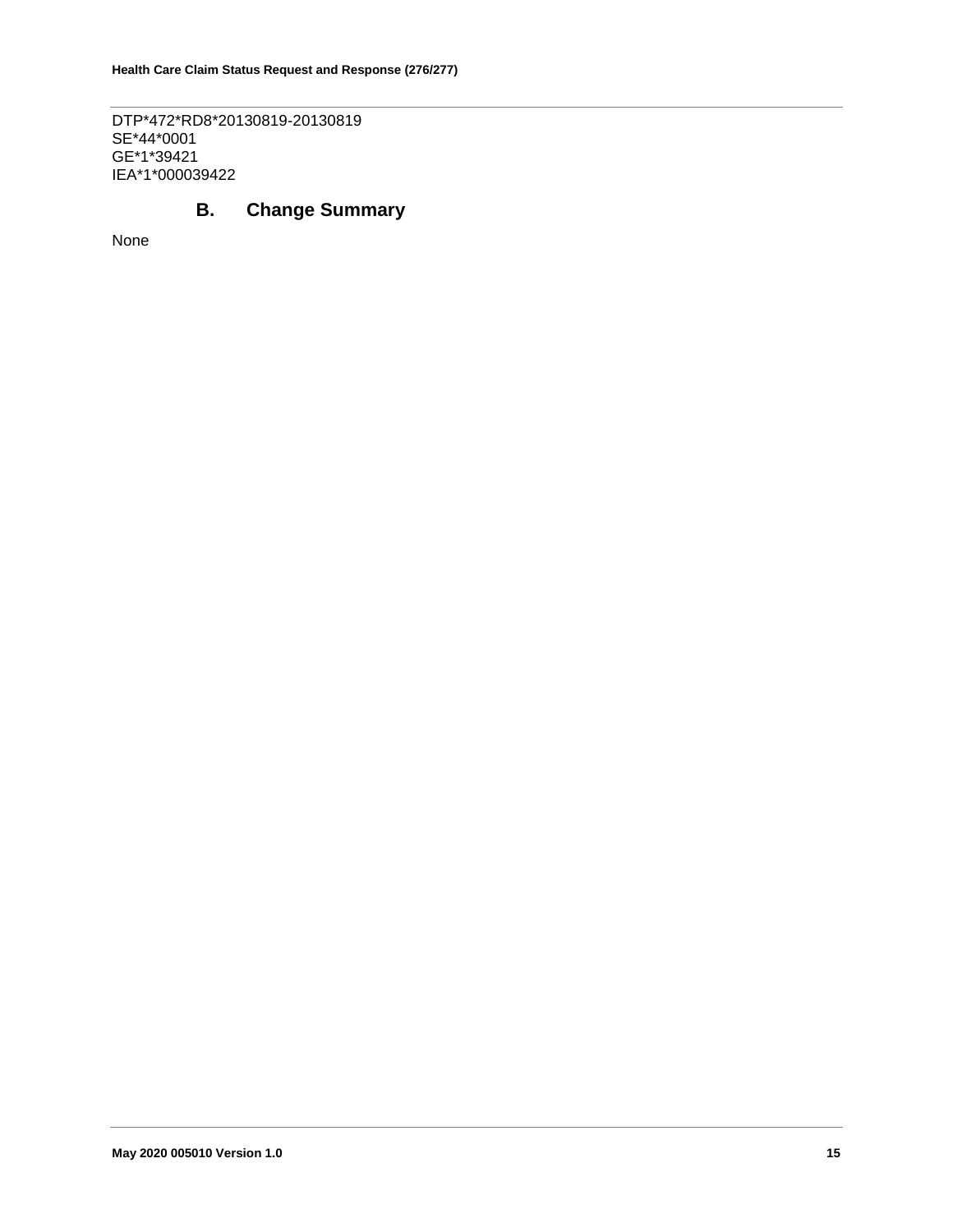```
DTP*472*RD8*20130819-20130819
SE*44*0001
GE*1*39421
IEA*1*000039422
```

## B. Change Summary

None